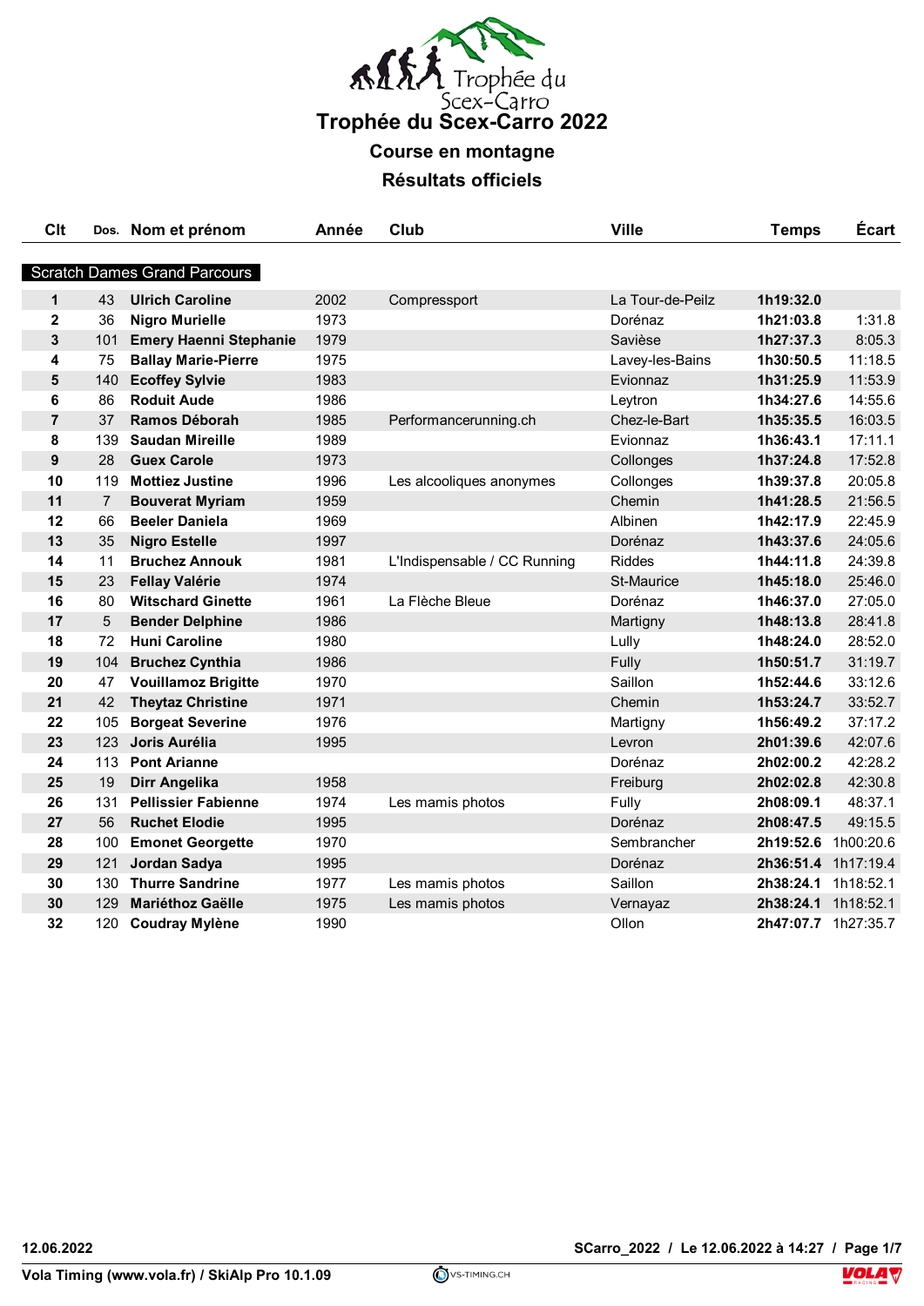# Trophée du Scex-Carro 2022

## Course en montagne

## Résultats officiels

| Clt | Dos. | Nom et prénom | Année | Club | Ville | Temps | Écart |
|---|---|---|---|---|---|---|---|
| **Scratch Dames Grand Parcours** | | | | | | | |
| **1** | 43 | **Ulrich Caroline** | 2002 | Compressport | La Tour-de-Peilz | **1h19:32.0** | |
| **2** | 36 | **Nigro Murielle** | 1973 | | Dorénaz | **1h21:03.8** | 1:31.8 |
| **3** | 101 | **Emery Haenni Stephanie** | 1979 | | Savièse | **1h27:37.3** | 8:05.3 |
| **4** | 75 | **Ballay Marie-Pierre** | 1975 | | Lavey-les-Bains | **1h30:50.5** | 11:18.5 |
| **5** | 140 | **Ecoffey Sylvie** | 1983 | | Evionnaz | **1h31:25.9** | 11:53.9 |
| **6** | 86 | **Roduit Aude** | 1986 | | Leytron | **1h34:27.6** | 14:55.6 |
| **7** | 37 | **Ramos Déborah** | 1985 | Performancerunning.ch | Chez-le-Bart | **1h35:35.5** | 16:03.5 |
| **8** | 139 | **Saudan Mireille** | 1989 | | Evionnaz | **1h36:43.1** | 17:11.1 |
| **9** | 28 | **Guex Carole** | 1973 | | Collonges | **1h37:24.8** | 17:52.8 |
| **10** | 119 | **Mottiez Justine** | 1996 | Les alcooliques anonymes | Collonges | **1h39:37.8** | 20:05.8 |
| **11** | 7 | **Bouverat Myriam** | 1959 | | Chemin | **1h41:28.5** | 21:56.5 |
| **12** | 66 | **Beeler Daniela** | 1969 | | Albinen | **1h42:17.9** | 22:45.9 |
| **13** | 35 | **Nigro Estelle** | 1997 | | Dorénaz | **1h43:37.6** | 24:05.6 |
| **14** | 11 | **Bruchez Annouk** | 1981 | L'Indispensable / CC Running | Riddes | **1h44:11.8** | 24:39.8 |
| **15** | 23 | **Fellay Valérie** | 1974 | | St-Maurice | **1h45:18.0** | 25:46.0 |
| **16** | 80 | **Witschard Ginette** | 1961 | La Flèche Bleue | Dorénaz | **1h46:37.0** | 27:05.0 |
| **17** | 5 | **Bender Delphine** | 1986 | | Martigny | **1h48:13.8** | 28:41.8 |
| **18** | 72 | **Huni Caroline** | 1980 | | Lully | **1h48:24.0** | 28:52.0 |
| **19** | 104 | **Bruchez Cynthia** | 1986 | | Fully | **1h50:51.7** | 31:19.7 |
| **20** | 47 | **Vouillamoz Brigitte** | 1970 | | Saillon | **1h52:44.6** | 33:12.6 |
| **21** | 42 | **Theytaz Christine** | 1971 | | Chemin | **1h53:24.7** | 33:52.7 |
| **22** | 105 | **Borgeat Severine** | 1976 | | Martigny | **1h56:49.2** | 37:17.2 |
| **23** | 123 | **Joris Aurélia** | 1995 | | Levron | **2h01:39.6** | 42:07.6 |
| **24** | 113 | **Pont Arianne** | | | Dorénaz | **2h02:00.2** | 42:28.2 |
| **25** | 19 | **Dirr Angelika** | 1958 | | Freiburg | **2h02:02.8** | 42:30.8 |
| **26** | 131 | **Pellissier Fabienne** | 1974 | Les mamis photos | Fully | **2h08:09.1** | 48:37.1 |
| **27** | 56 | **Ruchet Elodie** | 1995 | | Dorénaz | **2h08:47.5** | 49:15.5 |
| **28** | 100 | **Emonet Georgette** | 1970 | | Sembrancher | **2h19:52.6** | 1h00:20.6 |
| **29** | 121 | **Jordan Sadya** | 1995 | | Dorénaz | **2h36:51.4** | 1h17:19.4 |
| **30** | 130 | **Thurre Sandrine** | 1977 | Les mamis photos | Saillon | **2h38:24.1** | 1h18:52.1 |
| **30** | 129 | **Mariéthoz Gaëlle** | 1975 | Les mamis photos | Vernayaz | **2h38:24.1** | 1h18:52.1 |
| **32** | 120 | **Coudray Mylène** | 1990 | | Ollon | **2h47:07.7** | 1h27:35.7 |

12.06.2022 — SCarro_2022 / Le 12.06.2022 à 14:27

Vola Timing (www.vola.fr) / SkiAlp Pro 10.1.09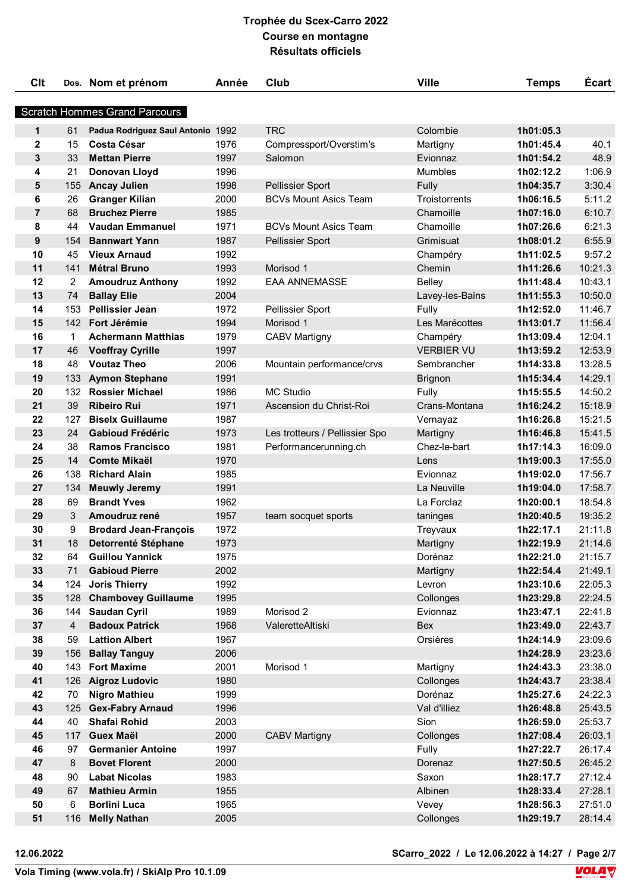# Trophée du Scex-Carro 2022

## Course en montagne

## Résultats officiels

| Clt | Dos. | Nom et prénom | Année | Club | Ville | Temps | Écart |
|---|---|---|---|---|---|---|---|
| **Scratch Hommes Grand Parcours** | | | | | | | |
| **1** | 61 | **Padua Rodriguez Saul Antonio** | 1992 | TRC | Colombie | **1h01:05.3** | |
| **2** | 15 | **Costa César** | 1976 | Compressport/Overstim's | Martigny | **1h01:45.4** | 40.1 |
| **3** | 33 | **Mettan Pierre** | 1997 | Salomon | Evionnaz | **1h01:54.2** | 48.9 |
| **4** | 21 | **Donovan Lloyd** | 1996 | | Mumbles | **1h02:12.2** | 1:06.9 |
| **5** | 155 | **Ancay Julien** | 1998 | Pellissier Sport | Fully | **1h04:35.7** | 3:30.4 |
| **6** | 26 | **Granger Kilian** | 2000 | BCVs Mount Asics Team | Troistorrents | **1h06:16.5** | 5:11.2 |
| **7** | 68 | **Bruchez Pierre** | 1985 | | Chamoille | **1h07:16.0** | 6:10.7 |
| **8** | 44 | **Vaudan Emmanuel** | 1971 | BCVs Mount Asics Team | Chamoille | **1h07:26.6** | 6:21.3 |
| **9** | 154 | **Bannwart Yann** | 1987 | Pellissier Sport | Grimisuat | **1h08:01.2** | 6:55.9 |
| **10** | 45 | **Vieux Arnaud** | 1992 | | Champéry | **1h11:02.5** | 9:57.2 |
| **11** | 141 | **Métral Bruno** | 1993 | Morisod 1 | Chemin | **1h11:26.6** | 10:21.3 |
| **12** | 2 | **Amoudruz Anthony** | 1992 | EAA ANNEMASSE | Belley | **1h11:48.4** | 10:43.1 |
| **13** | 74 | **Ballay Elie** | 2004 | | Lavey-les-Bains | **1h11:55.3** | 10:50.0 |
| **14** | 153 | **Pellissier Jean** | 1972 | Pellissier Sport | Fully | **1h12:52.0** | 11:46.7 |
| **15** | 142 | **Fort Jérémie** | 1994 | Morisod 1 | Les Marécottes | **1h13:01.7** | 11:56.4 |
| **16** | 1 | **Achermann Matthias** | 1979 | CABV Martigny | Champéry | **1h13:09.4** | 12:04.1 |
| **17** | 46 | **Voeffray Cyrille** | 1997 | | VERBIER VU | **1h13:59.2** | 12:53.9 |
| **18** | 48 | **Voutaz Theo** | 2006 | Mountain performance/crvs | Sembrancher | **1h14:33.8** | 13:28.5 |
| **19** | 133 | **Aymon Stephane** | 1991 | | Brignon | **1h15:34.4** | 14:29.1 |
| **20** | 132 | **Rossier Michael** | 1986 | MC Studio | Fully | **1h15:55.5** | 14:50.2 |
| **21** | 39 | **Ribeiro Rui** | 1971 | Ascension du Christ-Roi | Crans-Montana | **1h16:24.2** | 15:18.9 |
| **22** | 127 | **Biselx Guillaume** | 1987 | | Vernayaz | **1h16:26.8** | 15:21.5 |
| **23** | 24 | **Gabioud Frédéric** | 1973 | Les trotteurs / Pellissier Spo | Martigny | **1h16:46.8** | 15:41.5 |
| **24** | 38 | **Ramos Francisco** | 1981 | Performancerunning.ch | Chez-le-bart | **1h17:14.3** | 16:09.0 |
| **25** | 14 | **Comte Mikaël** | 1970 | | Lens | **1h19:00.3** | 17:55.0 |
| **26** | 138 | **Richard Alain** | 1985 | | Evionnaz | **1h19:02.0** | 17:56.7 |
| **27** | 134 | **Meuwly Jeremy** | 1991 | | La Neuville | **1h19:04.0** | 17:58.7 |
| **28** | 69 | **Brandt Yves** | 1962 | | La Forclaz | **1h20:00.1** | 18:54.8 |
| **29** | 3 | **Amoudruz rené** | 1957 | team socquet sports | taninges | **1h20:40.5** | 19:35.2 |
| **30** | 9 | **Brodard Jean-François** | 1972 | | Treyvaux | **1h22:17.1** | 21:11.8 |
| **31** | 18 | **Detorrenté Stéphane** | 1973 | | Martigny | **1h22:19.9** | 21:14.6 |
| **32** | 64 | **Guillou Yannick** | 1975 | | Dorénaz | **1h22:21.0** | 21:15.7 |
| **33** | 71 | **Gabioud Pierre** | 2002 | | Martigny | **1h22:54.4** | 21:49.1 |
| **34** | 124 | **Joris Thierry** | 1992 | | Levron | **1h23:10.6** | 22:05.3 |
| **35** | 128 | **Chambovey Guillaume** | 1995 | | Collonges | **1h23:29.8** | 22:24.5 |
| **36** | 144 | **Saudan Cyril** | 1989 | Morisod 2 | Evionnaz | **1h23:47.1** | 22:41.8 |
| **37** | 4 | **Badoux Patrick** | 1968 | ValeretteAltiski | Bex | **1h23:49.0** | 22:43.7 |
| **38** | 59 | **Lattion Albert** | 1967 | | Orsières | **1h24:14.9** | 23:09.6 |
| **39** | 156 | **Ballay Tanguy** | 2006 | | | **1h24:28.9** | 23:23.6 |
| **40** | 143 | **Fort Maxime** | 2001 | Morisod 1 | Martigny | **1h24:43.3** | 23:38.0 |
| **41** | 126 | **Aigroz Ludovic** | 1980 | | Collonges | **1h24:43.7** | 23:38.4 |
| **42** | 70 | **Nigro Mathieu** | 1999 | | Dorénaz | **1h25:27.6** | 24:22.3 |
| **43** | 125 | **Gex-Fabry Arnaud** | 1996 | | Val d'illiez | **1h26:48.8** | 25:43.5 |
| **44** | 40 | **Shafai Rohid** | 2003 | | Sion | **1h26:59.0** | 25:53.7 |
| **45** | 117 | **Guex Maël** | 2000 | CABV Martigny | Collonges | **1h27:08.4** | 26:03.1 |
| **46** | 97 | **Germanier Antoine** | 1997 | | Fully | **1h27:22.7** | 26:17.4 |
| **47** | 8 | **Bovet Florent** | 2000 | | Dorenaz | **1h27:50.5** | 26:45.2 |
| **48** | 90 | **Labat Nicolas** | 1983 | | Saxon | **1h28:17.7** | 27:12.4 |
| **49** | 67 | **Mathieu Armin** | 1955 | | Albinen | **1h28:33.4** | 27:28.1 |
| **50** | 6 | **Borlini Luca** | 1965 | | Vevey | **1h28:56.3** | 27:51.0 |
| **51** | 116 | **Melly Nathan** | 2005 | | Collonges | **1h29:19.7** | 28:14.4 |

12.06.2022 — SCarro_2022 / Le 12.06.2022 à 14:27

Vola Timing (www.vola.fr) / SkiAlp Pro 10.1.09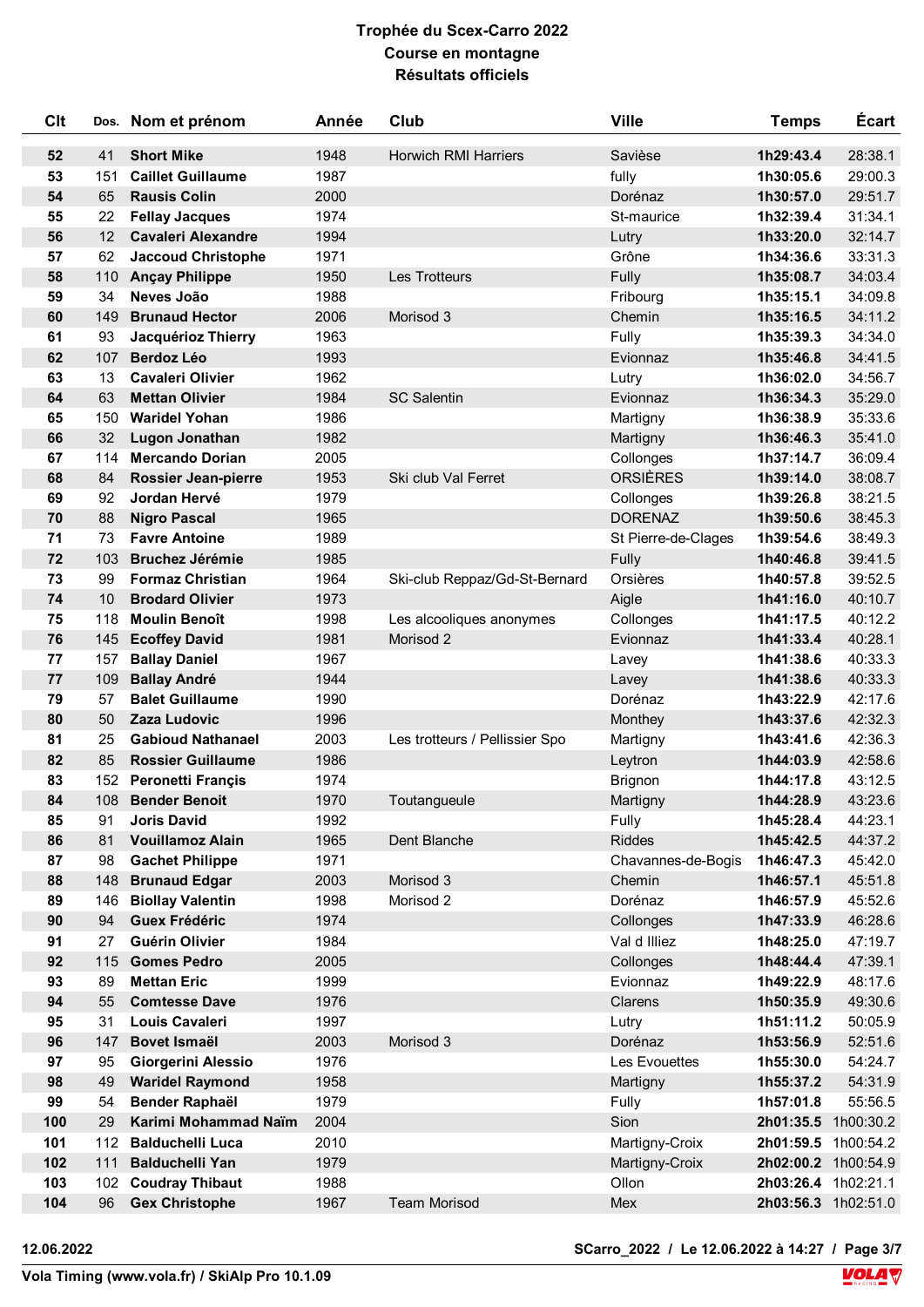**Trophée du Scex-Carro 2022**
**Course en montagne**
**Résultats officiels**

| Clt | Dos. | Nom et prénom | Année | Club | Ville | Temps | Écart |
|---|---|---|---|---|---|---|---|
| 52 | 41 | Short Mike | 1948 | Horwich RMI Harriers | Savièse | 1h29:43.4 | 28:38.1 |
| 53 | 151 | Caillet Guillaume | 1987 | | fully | 1h30:05.6 | 29:00.3 |
| 54 | 65 | Rausis Colin | 2000 | | Dorénaz | 1h30:57.0 | 29:51.7 |
| 55 | 22 | Fellay Jacques | 1974 | | St-maurice | 1h32:39.4 | 31:34.1 |
| 56 | 12 | Cavaleri Alexandre | 1994 | | Lutry | 1h33:20.0 | 32:14.7 |
| 57 | 62 | Jaccoud Christophe | 1971 | | Grône | 1h34:36.6 | 33:31.3 |
| 58 | 110 | Ançay Philippe | 1950 | Les Trotteurs | Fully | 1h35:08.7 | 34:03.4 |
| 59 | 34 | Neves João | 1988 | | Fribourg | 1h35:15.1 | 34:09.8 |
| 60 | 149 | Brunaud Hector | 2006 | Morisod 3 | Chemin | 1h35:16.5 | 34:11.2 |
| 61 | 93 | Jacquérioz Thierry | 1963 | | Fully | 1h35:39.3 | 34:34.0 |
| 62 | 107 | Berdoz Léo | 1993 | | Evionnaz | 1h35:46.8 | 34:41.5 |
| 63 | 13 | Cavaleri Olivier | 1962 | | Lutry | 1h36:02.0 | 34:56.7 |
| 64 | 63 | Mettan Olivier | 1984 | SC Salentin | Evionnaz | 1h36:34.3 | 35:29.0 |
| 65 | 150 | Waridel Yohan | 1986 | | Martigny | 1h36:38.9 | 35:33.6 |
| 66 | 32 | Lugon Jonathan | 1982 | | Martigny | 1h36:46.3 | 35:41.0 |
| 67 | 114 | Mercando Dorian | 2005 | | Collonges | 1h37:14.7 | 36:09.4 |
| 68 | 84 | Rossier Jean-pierre | 1953 | Ski club Val Ferret | ORSIÈRES | 1h39:14.0 | 38:08.7 |
| 69 | 92 | Jordan Hervé | 1979 | | Collonges | 1h39:26.8 | 38:21.5 |
| 70 | 88 | Nigro Pascal | 1965 | | DORENAZ | 1h39:50.6 | 38:45.3 |
| 71 | 73 | Favre Antoine | 1989 | | St Pierre-de-Clages | 1h39:54.6 | 38:49.3 |
| 72 | 103 | Bruchez Jérémie | 1985 | | Fully | 1h40:46.8 | 39:41.5 |
| 73 | 99 | Formaz Christian | 1964 | Ski-club Reppaz/Gd-St-Bernard | Orsières | 1h40:57.8 | 39:52.5 |
| 74 | 10 | Brodard Olivier | 1973 | | Aigle | 1h41:16.0 | 40:10.7 |
| 75 | 118 | Moulin Benoît | 1998 | Les alcooliques anonymes | Collonges | 1h41:17.5 | 40:12.2 |
| 76 | 145 | Ecoffey David | 1981 | Morisod 2 | Evionnaz | 1h41:33.4 | 40:28.1 |
| 77 | 157 | Ballay Daniel | 1967 | | Lavey | 1h41:38.6 | 40:33.3 |
| 77 | 109 | Ballay André | 1944 | | Lavey | 1h41:38.6 | 40:33.3 |
| 79 | 57 | Balet Guillaume | 1990 | | Dorénaz | 1h43:22.9 | 42:17.6 |
| 80 | 50 | Zaza Ludovic | 1996 | | Monthey | 1h43:37.6 | 42:32.3 |
| 81 | 25 | Gabioud Nathanael | 2003 | Les trotteurs / Pellissier Spo | Martigny | 1h43:41.6 | 42:36.3 |
| 82 | 85 | Rossier Guillaume | 1986 | | Leytron | 1h44:03.9 | 42:58.6 |
| 83 | 152 | Peronetti Françis | 1974 | | Brignon | 1h44:17.8 | 43:12.5 |
| 84 | 108 | Bender Benoit | 1970 | Toutangueule | Martigny | 1h44:28.9 | 43:23.6 |
| 85 | 91 | Joris David | 1992 | | Fully | 1h45:28.4 | 44:23.1 |
| 86 | 81 | Vouillamoz Alain | 1965 | Dent Blanche | Riddes | 1h45:42.5 | 44:37.2 |
| 87 | 98 | Gachet Philippe | 1971 | | Chavannes-de-Bogis | 1h46:47.3 | 45:42.0 |
| 88 | 148 | Brunaud Edgar | 2003 | Morisod 3 | Chemin | 1h46:57.1 | 45:51.8 |
| 89 | 146 | Biollay Valentin | 1998 | Morisod 2 | Dorénaz | 1h46:57.9 | 45:52.6 |
| 90 | 94 | Guex Frédéric | 1974 | | Collonges | 1h47:33.9 | 46:28.6 |
| 91 | 27 | Guérin Olivier | 1984 | | Val d Illiez | 1h48:25.0 | 47:19.7 |
| 92 | 115 | Gomes Pedro | 2005 | | Collonges | 1h48:44.4 | 47:39.1 |
| 93 | 89 | Mettan Eric | 1999 | | Evionnaz | 1h49:22.9 | 48:17.6 |
| 94 | 55 | Comtesse Dave | 1976 | | Clarens | 1h50:35.9 | 49:30.6 |
| 95 | 31 | Louis Cavaleri | 1997 | | Lutry | 1h51:11.2 | 50:05.9 |
| 96 | 147 | Bovet Ismaël | 2003 | Morisod 3 | Dorénaz | 1h53:56.9 | 52:51.6 |
| 97 | 95 | Giorgerini Alessio | 1976 | | Les Evouettes | 1h55:30.0 | 54:24.7 |
| 98 | 49 | Waridel Raymond | 1958 | | Martigny | 1h55:37.2 | 54:31.9 |
| 99 | 54 | Bender Raphaël | 1979 | | Fully | 1h57:01.8 | 55:56.5 |
| 100 | 29 | Karimi Mohammad Naïm | 2004 | | Sion | 2h01:35.5 | 1h00:30.2 |
| 101 | 112 | Balduchelli Luca | 2010 | | Martigny-Croix | 2h01:59.5 | 1h00:54.2 |
| 102 | 111 | Balduchelli Yan | 1979 | | Martigny-Croix | 2h02:00.2 | 1h00:54.9 |
| 103 | 102 | Coudray Thibaut | 1988 | | Ollon | 2h03:26.4 | 1h02:21.1 |
| 104 | 96 | Gex Christophe | 1967 | Team Morisod | Mex | 2h03:56.3 | 1h02:51.0 |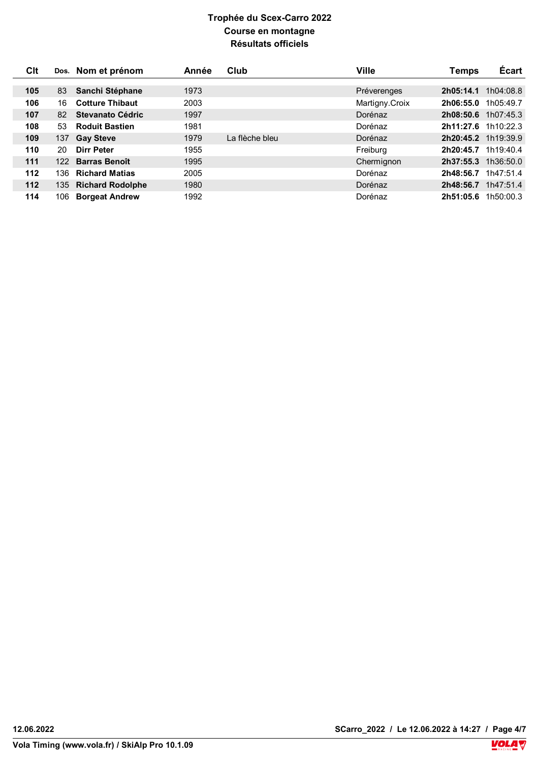# Trophée du Scex-Carro 2022
## Course en montagne
### Résultats officiels

| Clt | Dos. | Nom et prénom | Année | Club | Ville | Temps | Écart |
|---|---|---|---|---|---|---|---|
| **105** | 83 | **Sanchi Stéphane** | 1973 | | Préverenges | **2h05:14.1** | 1h04:08.8 |
| **106** | 16 | **Cotture Thibaut** | 2003 | | Martigny.Croix | **2h06:55.0** | 1h05:49.7 |
| **107** | 82 | **Stevanato Cédric** | 1997 | | Dorénaz | **2h08:50.6** | 1h07:45.3 |
| **108** | 53 | **Roduit Bastien** | 1981 | | Dorénaz | **2h11:27.6** | 1h10:22.3 |
| **109** | 137 | **Gay Steve** | 1979 | La flèche bleu | Dorénaz | **2h20:45.2** | 1h19:39.9 |
| **110** | 20 | **Dirr Peter** | 1955 | | Freiburg | **2h20:45.7** | 1h19:40.4 |
| **111** | 122 | **Barras Benoît** | 1995 | | Chermignon | **2h37:55.3** | 1h36:50.0 |
| **112** | 136 | **Richard Matias** | 2005 | | Dorénaz | **2h48:56.7** | 1h47:51.4 |
| **112** | 135 | **Richard Rodolphe** | 1980 | | Dorénaz | **2h48:56.7** | 1h47:51.4 |
| **114** | 106 | **Borgeat Andrew** | 1992 | | Dorénaz | **2h51:05.6** | 1h50:00.3 |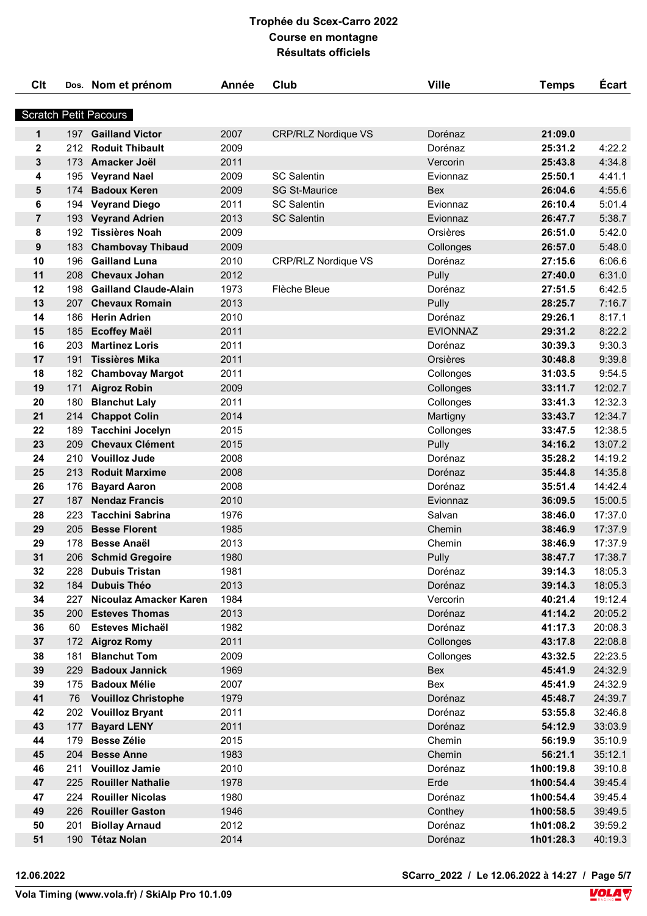# Trophée du Scex-Carro 2022
## Course en montagne
## Résultats officiels

### Scratch Petit Pacours

| Clt | Dos. | Nom et prénom | Année | Club | Ville | Temps | Écart |
|---|---|---|---|---|---|---|---|
| 1 | 197 | **Gailland Victor** | 2007 | CRP/RLZ Nordique VS | Dorénaz | **21:09.0** | |
| 2 | 212 | **Roduit Thibault** | 2009 | | Dorénaz | **25:31.2** | 4:22.2 |
| 3 | 173 | **Amacker Joël** | 2011 | | Vercorin | **25:43.8** | 4:34.8 |
| 4 | 195 | **Veyrand Nael** | 2009 | SC Salentin | Evionnaz | **25:50.1** | 4:41.1 |
| 5 | 174 | **Badoux Keren** | 2009 | SG St-Maurice | Bex | **26:04.6** | 4:55.6 |
| 6 | 194 | **Veyrand Diego** | 2011 | SC Salentin | Evionnaz | **26:10.4** | 5:01.4 |
| 7 | 193 | **Veyrand Adrien** | 2013 | SC Salentin | Evionnaz | **26:47.7** | 5:38.7 |
| 8 | 192 | **Tissières Noah** | 2009 | | Orsières | **26:51.0** | 5:42.0 |
| 9 | 183 | **Chambovay Thibaud** | 2009 | | Collonges | **26:57.0** | 5:48.0 |
| 10 | 196 | **Gailland Luna** | 2010 | CRP/RLZ Nordique VS | Dorénaz | **27:15.6** | 6:06.6 |
| 11 | 208 | **Chevaux Johan** | 2012 | | Pully | **27:40.0** | 6:31.0 |
| 12 | 198 | **Gailland Claude-Alain** | 1973 | Flèche Bleue | Dorénaz | **27:51.5** | 6:42.5 |
| 13 | 207 | **Chevaux Romain** | 2013 | | Pully | **28:25.7** | 7:16.7 |
| 14 | 186 | **Herin Adrien** | 2010 | | Dorénaz | **29:26.1** | 8:17.1 |
| 15 | 185 | **Ecoffey Maël** | 2011 | | EVIONNAZ | **29:31.2** | 8:22.2 |
| 16 | 203 | **Martinez Loris** | 2011 | | Dorénaz | **30:39.3** | 9:30.3 |
| 17 | 191 | **Tissières Mika** | 2011 | | Orsières | **30:48.8** | 9:39.8 |
| 18 | 182 | **Chambovay Margot** | 2011 | | Collonges | **31:03.5** | 9:54.5 |
| 19 | 171 | **Aigroz Robin** | 2009 | | Collonges | **33:11.7** | 12:02.7 |
| 20 | 180 | **Blanchut Laly** | 2011 | | Collonges | **33:41.3** | 12:32.3 |
| 21 | 214 | **Chappot Colin** | 2014 | | Martigny | **33:43.7** | 12:34.7 |
| 22 | 189 | **Tacchini Jocelyn** | 2015 | | Collonges | **33:47.5** | 12:38.5 |
| 23 | 209 | **Chevaux Clément** | 2015 | | Pully | **34:16.2** | 13:07.2 |
| 24 | 210 | **Vouilloz Jude** | 2008 | | Dorénaz | **35:28.2** | 14:19.2 |
| 25 | 213 | **Roduit Marxime** | 2008 | | Dorénaz | **35:44.8** | 14:35.8 |
| 26 | 176 | **Bayard Aaron** | 2008 | | Dorénaz | **35:51.4** | 14:42.4 |
| 27 | 187 | **Nendaz Francis** | 2010 | | Evionnaz | **36:09.5** | 15:00.5 |
| 28 | 223 | **Tacchini Sabrina** | 1976 | | Salvan | **38:46.0** | 17:37.0 |
| 29 | 205 | **Besse Florent** | 1985 | | Chemin | **38:46.9** | 17:37.9 |
| 29 | 178 | **Besse Anaël** | 2013 | | Chemin | **38:46.9** | 17:37.9 |
| 31 | 206 | **Schmid Gregoire** | 1980 | | Pully | **38:47.7** | 17:38.7 |
| 32 | 228 | **Dubuis Tristan** | 1981 | | Dorénaz | **39:14.3** | 18:05.3 |
| 32 | 184 | **Dubuis Théo** | 2013 | | Dorénaz | **39:14.3** | 18:05.3 |
| 34 | 227 | **Nicoulaz Amacker Karen** | 1984 | | Vercorin | **40:21.4** | 19:12.4 |
| 35 | 200 | **Esteves Thomas** | 2013 | | Dorénaz | **41:14.2** | 20:05.2 |
| 36 | 60 | **Esteves Michaël** | 1982 | | Dorénaz | **41:17.3** | 20:08.3 |
| 37 | 172 | **Aigroz Romy** | 2011 | | Collonges | **43:17.8** | 22:08.8 |
| 38 | 181 | **Blanchut Tom** | 2009 | | Collonges | **43:32.5** | 22:23.5 |
| 39 | 229 | **Badoux Jannick** | 1969 | | Bex | **45:41.9** | 24:32.9 |
| 39 | 175 | **Badoux Mélie** | 2007 | | Bex | **45:41.9** | 24:32.9 |
| 41 | 76 | **Vouilloz Christophe** | 1979 | | Dorénaz | **45:48.7** | 24:39.7 |
| 42 | 202 | **Vouilloz Bryant** | 2011 | | Dorénaz | **53:55.8** | 32:46.8 |
| 43 | 177 | **Bayard LENY** | 2011 | | Dorénaz | **54:12.9** | 33:03.9 |
| 44 | 179 | **Besse Zélie** | 2015 | | Chemin | **56:19.9** | 35:10.9 |
| 45 | 204 | **Besse Anne** | 1983 | | Chemin | **56:21.1** | 35:12.1 |
| 46 | 211 | **Vouilloz Jamie** | 2010 | | Dorénaz | **1h00:19.8** | 39:10.8 |
| 47 | 225 | **Rouiller Nathalie** | 1978 | | Erde | **1h00:54.4** | 39:45.4 |
| 47 | 224 | **Rouiller Nicolas** | 1980 | | Dorénaz | **1h00:54.4** | 39:45.4 |
| 49 | 226 | **Rouiller Gaston** | 1946 | | Conthey | **1h00:58.5** | 39:49.5 |
| 50 | 201 | **Biollay Arnaud** | 2012 | | Dorénaz | **1h01:08.2** | 39:59.2 |
| 51 | 190 | **Tétaz Nolan** | 2014 | | Dorénaz | **1h01:28.3** | 40:19.3 |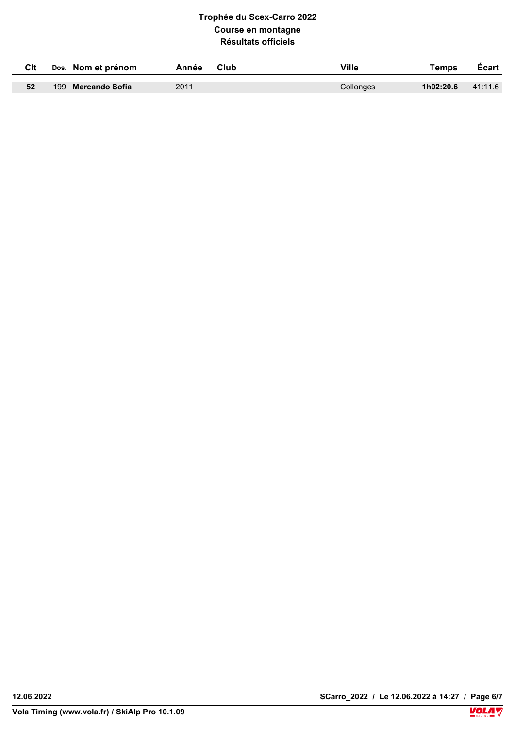**Trophée du Scex-Carro 2022**
**Course en montagne**
**Résultats officiels**

| Clt | Dos. | Nom et prénom | Année | Club | Ville | Temps | Écart |
|---|---|---|---|---|---|---|---|
| **52** | 199 | **Mercando Sofia** | 2011 | | Collonges | **1h02:20.6** | 41:11.6 |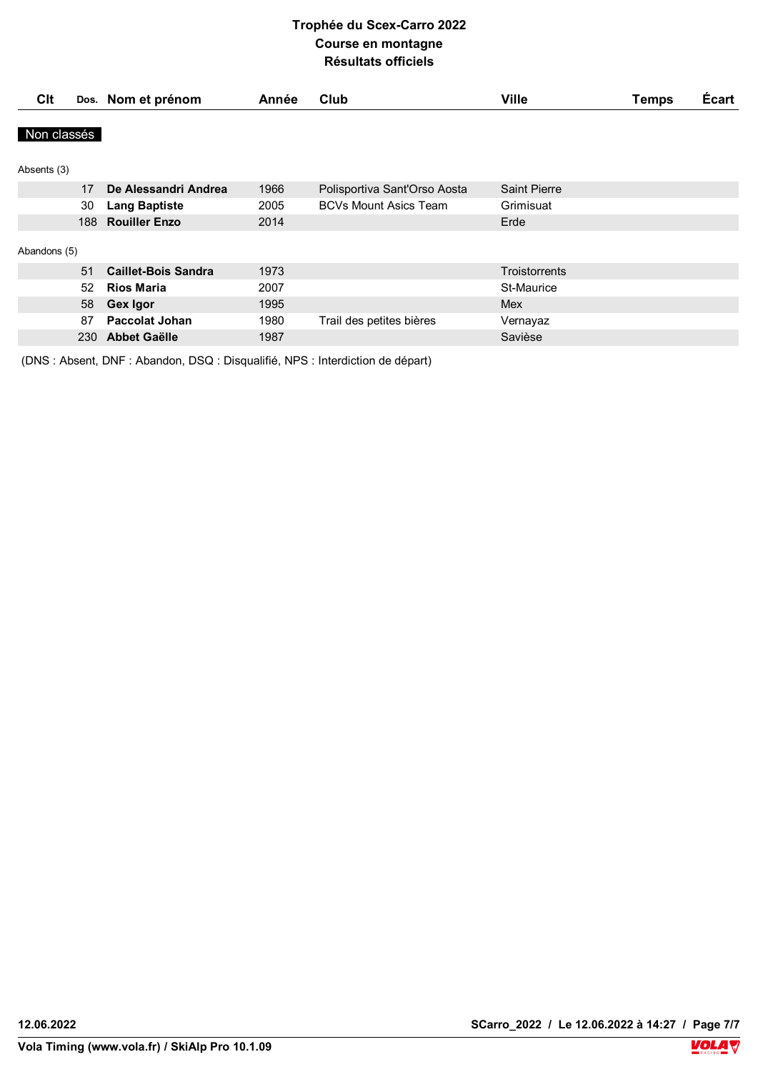# Trophée du Scex-Carro 2022
## Course en montagne
## Résultats officiels

| Clt | Dos. | Nom et prénom | Année | Club | Ville | Temps | Écart |
|---|---|---|---|---|---|---|---|
| **Non classés** | | | | | | | |
| Absents (3) | | | | | | | |
| | 17 | **De Alessandri Andrea** | 1966 | Polisportiva Sant'Orso Aosta | Saint Pierre | | |
| | 30 | **Lang Baptiste** | 2005 | BCVs Mount Asics Team | Grimisuat | | |
| | 188 | **Rouiller Enzo** | 2014 | | Erde | | |
| Abandons (5) | | | | | | | |
| | 51 | **Caillet-Bois Sandra** | 1973 | | Troistorrents | | |
| | 52 | **Rios Maria** | 2007 | | St-Maurice | | |
| | 58 | **Gex Igor** | 1995 | | Mex | | |
| | 87 | **Paccolat Johan** | 1980 | Trail des petites bières | Vernayaz | | |
| | 230 | **Abbet Gaëlle** | 1987 | | Savièse | | |

(DNS : Absent, DNF : Abandon, DSQ : Disqualifié, NPS : Interdiction de départ)

**12.06.2022** **SCarro_2022 / Le 12.06.2022 à 14:27**

**Vola Timing (www.vola.fr) / SkiAlp Pro 10.1.09**